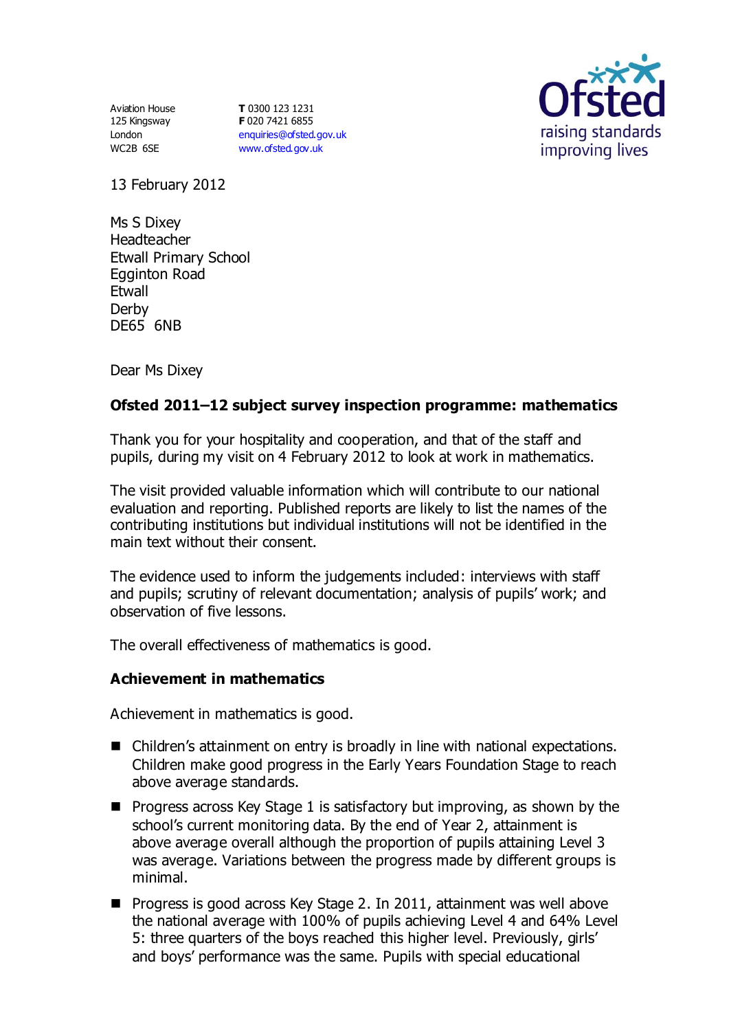Aviation House
125 Kingsway
London
WC2B 6SE

**T** 0300 123 1231
**F** 020 7421 6855
enquiries@ofsted.gov.uk
www.ofsted.gov.uk

Ofsted
raising standards
improving lives

13 February 2012

Ms S Dixey
Headteacher
Etwall Primary School
Egginton Road
Etwall
Derby
DE65 6NB

Dear Ms Dixey

**Ofsted 2011–12 subject survey inspection programme: mathematics**

Thank you for your hospitality and cooperation, and that of the staff and pupils, during my visit on 4 February 2012 to look at work in mathematics.

The visit provided valuable information which will contribute to our national evaluation and reporting. Published reports are likely to list the names of the contributing institutions but individual institutions will not be identified in the main text without their consent.

The evidence used to inform the judgements included: interviews with staff and pupils; scrutiny of relevant documentation; analysis of pupils' work; and observation of five lessons.

The overall effectiveness of mathematics is good.

**Achievement in mathematics**

Achievement in mathematics is good.

- Children's attainment on entry is broadly in line with national expectations. Children make good progress in the Early Years Foundation Stage to reach above average standards.
- Progress across Key Stage 1 is satisfactory but improving, as shown by the school's current monitoring data. By the end of Year 2, attainment is above average overall although the proportion of pupils attaining Level 3 was average. Variations between the progress made by different groups is minimal.
- Progress is good across Key Stage 2. In 2011, attainment was well above the national average with 100% of pupils achieving Level 4 and 64% Level 5: three quarters of the boys reached this higher level. Previously, girls' and boys' performance was the same. Pupils with special educational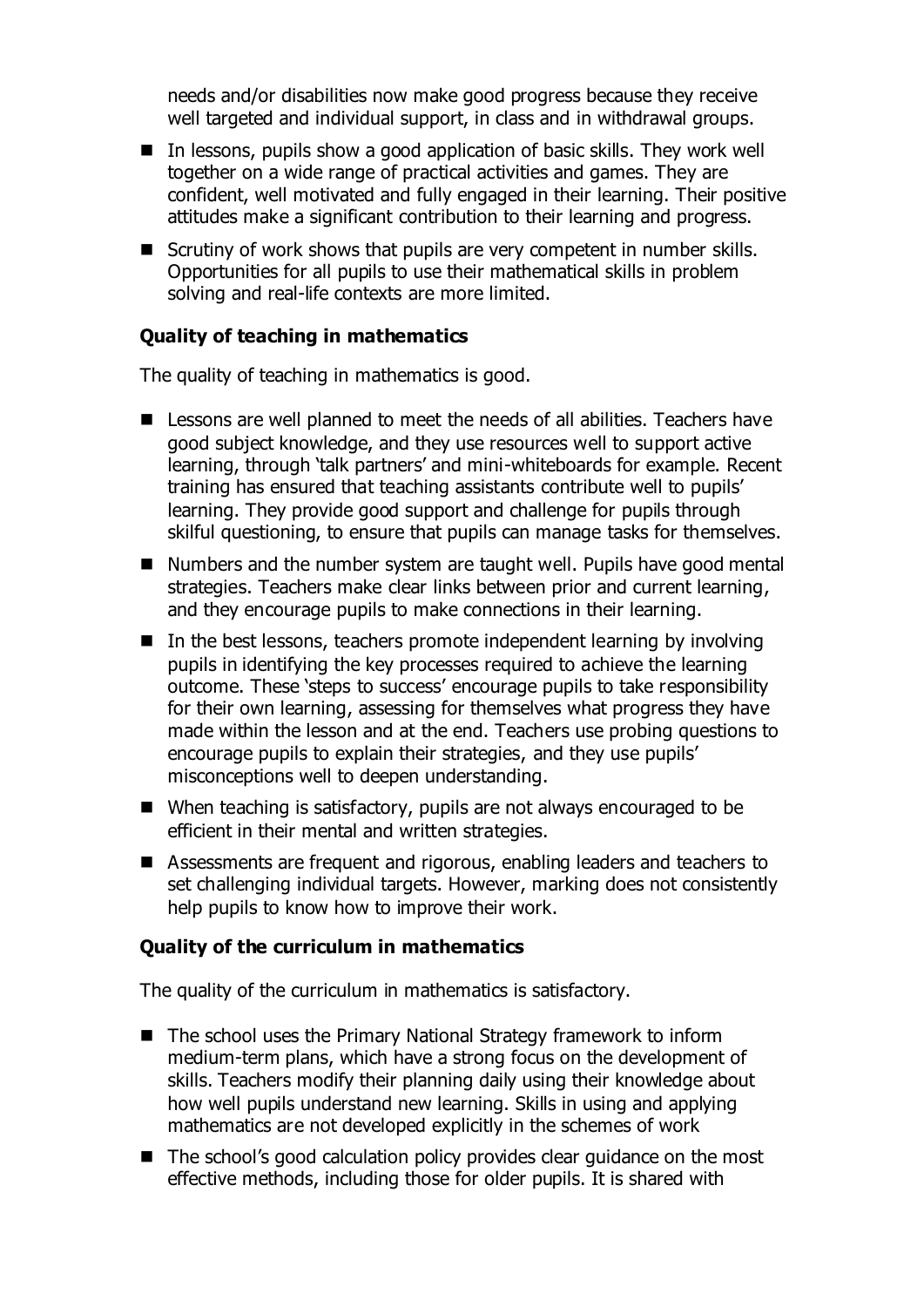needs and/or disabilities now make good progress because they receive well targeted and individual support, in class and in withdrawal groups.

- In lessons, pupils show a good application of basic skills. They work well together on a wide range of practical activities and games. They are confident, well motivated and fully engaged in their learning. Their positive attitudes make a significant contribution to their learning and progress.
- Scrutiny of work shows that pupils are very competent in number skills. Opportunities for all pupils to use their mathematical skills in problem solving and real-life contexts are more limited.

**Quality of teaching in mathematics**

The quality of teaching in mathematics is good.

- Lessons are well planned to meet the needs of all abilities. Teachers have good subject knowledge, and they use resources well to support active learning, through 'talk partners' and mini-whiteboards for example. Recent training has ensured that teaching assistants contribute well to pupils' learning. They provide good support and challenge for pupils through skilful questioning, to ensure that pupils can manage tasks for themselves.
- Numbers and the number system are taught well. Pupils have good mental strategies. Teachers make clear links between prior and current learning, and they encourage pupils to make connections in their learning.
- In the best lessons, teachers promote independent learning by involving pupils in identifying the key processes required to achieve the learning outcome. These 'steps to success' encourage pupils to take responsibility for their own learning, assessing for themselves what progress they have made within the lesson and at the end. Teachers use probing questions to encourage pupils to explain their strategies, and they use pupils' misconceptions well to deepen understanding.
- When teaching is satisfactory, pupils are not always encouraged to be efficient in their mental and written strategies.
- Assessments are frequent and rigorous, enabling leaders and teachers to set challenging individual targets. However, marking does not consistently help pupils to know how to improve their work.

**Quality of the curriculum in mathematics**

The quality of the curriculum in mathematics is satisfactory.

- The school uses the Primary National Strategy framework to inform medium-term plans, which have a strong focus on the development of skills. Teachers modify their planning daily using their knowledge about how well pupils understand new learning. Skills in using and applying mathematics are not developed explicitly in the schemes of work
- The school's good calculation policy provides clear guidance on the most effective methods, including those for older pupils. It is shared with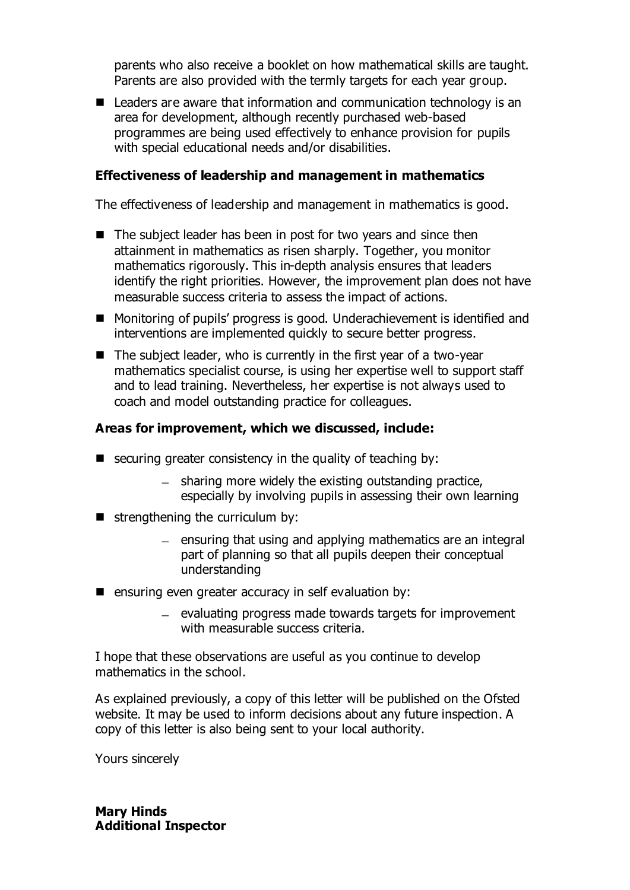parents who also receive a booklet on how mathematical skills are taught. Parents are also provided with the termly targets for each year group.

- Leaders are aware that information and communication technology is an area for development, although recently purchased web-based programmes are being used effectively to enhance provision for pupils with special educational needs and/or disabilities.

**Effectiveness of leadership and management in mathematics**

The effectiveness of leadership and management in mathematics is good.

- The subject leader has been in post for two years and since then attainment in mathematics as risen sharply. Together, you monitor mathematics rigorously. This in-depth analysis ensures that leaders identify the right priorities. However, the improvement plan does not have measurable success criteria to assess the impact of actions.
- Monitoring of pupils' progress is good. Underachievement is identified and interventions are implemented quickly to secure better progress.
- The subject leader, who is currently in the first year of a two-year mathematics specialist course, is using her expertise well to support staff and to lead training. Nevertheless, her expertise is not always used to coach and model outstanding practice for colleagues.

**Areas for improvement, which we discussed, include:**

- securing greater consistency in the quality of teaching by:
  - sharing more widely the existing outstanding practice, especially by involving pupils in assessing their own learning
- strengthening the curriculum by:
  - ensuring that using and applying mathematics are an integral part of planning so that all pupils deepen their conceptual understanding
- ensuring even greater accuracy in self evaluation by:
  - evaluating progress made towards targets for improvement with measurable success criteria.

I hope that these observations are useful as you continue to develop mathematics in the school.

As explained previously, a copy of this letter will be published on the Ofsted website. It may be used to inform decisions about any future inspection. A copy of this letter is also being sent to your local authority.

Yours sincerely

**Mary Hinds**
**Additional Inspector**